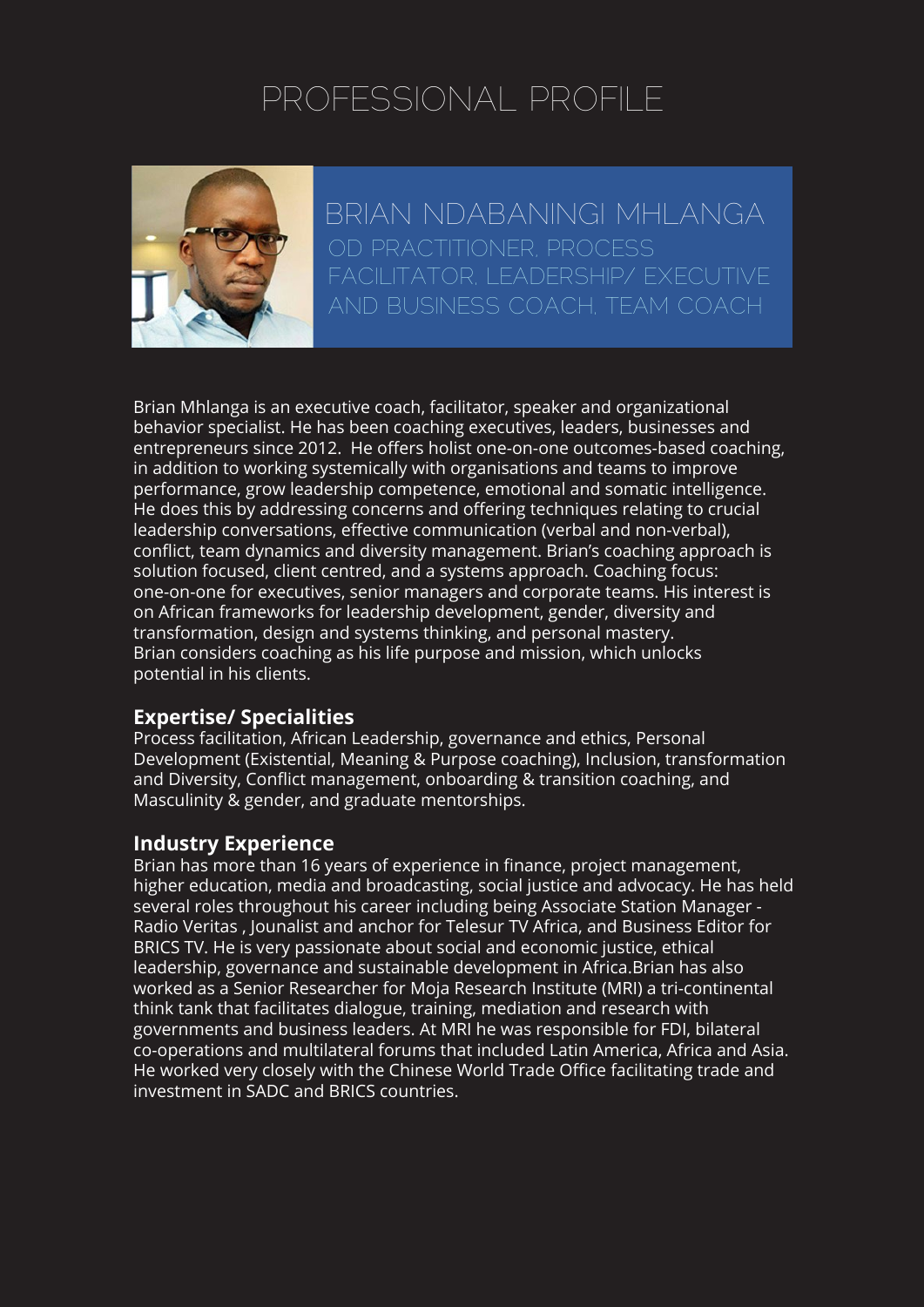# PROFESSIONAL PROFILE

## BRIAN NDABANINGI MHLANGA

### OD PRACTITIONER, PROCESS FACILITATOR, LEADERSHIP/ EXECUTIVE AND BUSINESS COACH, TEAM COACH

Brian Mhlanga is an executive coach, facilitator, speaker and organizational behavior specialist. He has been coaching executives, leaders, businesses and entrepreneurs since 2012. He offers holist one-on-one outcomes-based coaching, in addition to working systemically with organisations and teams to improve performance, grow leadership competence, emotional and somatic intelligence. He does this by addressing concerns and offering techniques relating to crucial leadership conversations, effective communication (verbal and non-verbal), conflict, team dynamics and diversity management. Brian's coaching approach is solution focused, client centred, and a systems approach. Coaching focus: one-on-one for executives, senior managers and corporate teams. His interest is on African frameworks for leadership development, gender, diversity and transformation, design and systems thinking, and personal mastery.
Brian considers coaching as his life purpose and mission, which unlocks potential in his clients.

**Expertise/ Specialities**

Process facilitation, African Leadership, governance and ethics, Personal Development (Existential, Meaning & Purpose coaching), Inclusion, transformation and Diversity, Conflict management, onboarding & transition coaching, and Masculinity & gender, and graduate mentorships.

**Industry Experience**

Brian has more than 16 years of experience in finance, project management, higher education, media and broadcasting, social justice and advocacy. He has held several roles throughout his career including being Associate Station Manager - Radio Veritas , Jounalist and anchor for Telesur TV Africa, and Business Editor for BRICS TV. He is very passionate about social and economic justice, ethical leadership, governance and sustainable development in Africa.Brian has also worked as a Senior Researcher for Moja Research Institute (MRI) a tri-continental think tank that facilitates dialogue, training, mediation and research with governments and business leaders. At MRI he was responsible for FDI, bilateral co-operations and multilateral forums that included Latin America, Africa and Asia. He worked very closely with the Chinese World Trade Office facilitating trade and investment in SADC and BRICS countries.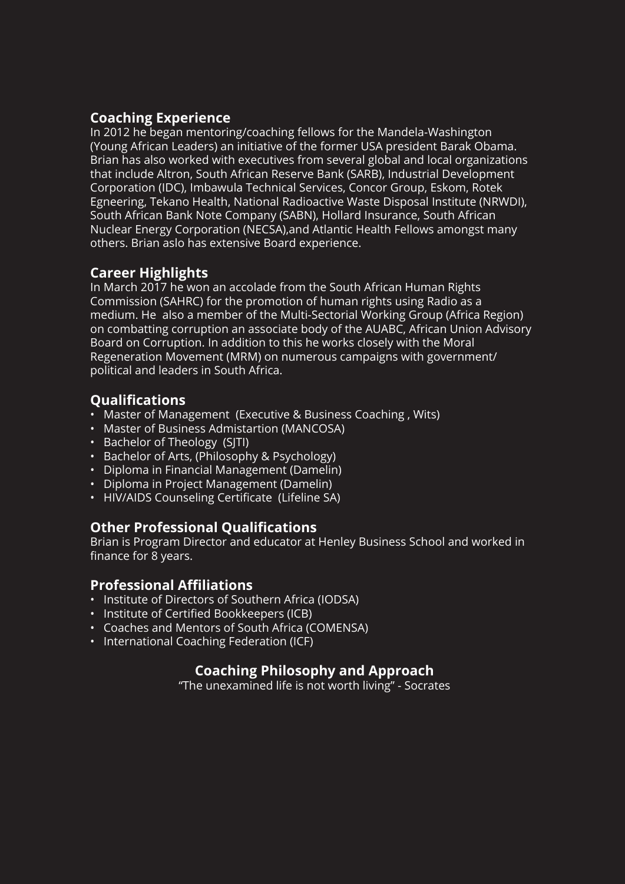## Coaching Experience

In 2012 he began mentoring/coaching fellows for the Mandela-Washington (Young African Leaders) an initiative of the former USA president Barak Obama. Brian has also worked with executives from several global and local organizations that include Altron, South African Reserve Bank (SARB), Industrial Development Corporation (IDC), Imbawula Technical Services, Concor Group, Eskom, Rotek Egneering, Tekano Health, National Radioactive Waste Disposal Institute (NRWDI), South African Bank Note Company (SABN), Hollard Insurance, South African Nuclear Energy Corporation (NECSA),and Atlantic Health Fellows amongst many others. Brian aslo has extensive Board experience.

## Career Highlights

In March 2017 he won an accolade from the South African Human Rights Commission (SAHRC) for the promotion of human rights using Radio as a medium. He  also a member of the Multi-Sectorial Working Group (Africa Region) on combatting corruption an associate body of the AUABC, African Union Advisory Board on Corruption. In addition to this he works closely with the Moral Regeneration Movement (MRM) on numerous campaigns with government/ political and leaders in South Africa.

## Qualifications

- Master of Management  (Executive & Business Coaching , Wits)
- Master of Business Admistartion (MANCOSA)
- Bachelor of Theology  (SJTI)
- Bachelor of Arts, (Philosophy & Psychology)
- Diploma in Financial Management (Damelin)
- Diploma in Project Management (Damelin)
- HIV/AIDS Counseling Certificate  (Lifeline SA)

## Other Professional Qualifications

Brian is Program Director and educator at Henley Business School and worked in finance for 8 years.

## Professional Affiliations

- Institute of Directors of Southern Africa (IODSA)
- Institute of Certified Bookkeepers (ICB)
- Coaches and Mentors of South Africa (COMENSA)
- International Coaching Federation (ICF)

## Coaching Philosophy and Approach

"The unexamined life is not worth living" - Socrates